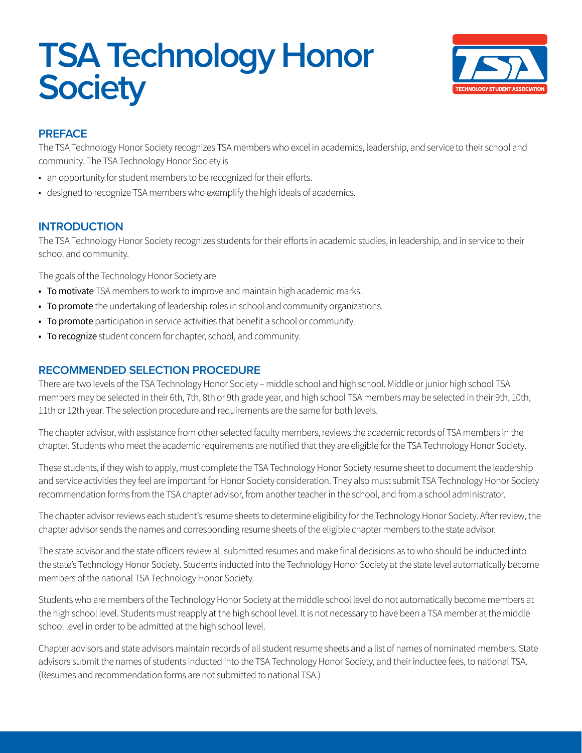# TSA Technology Honor Society

## PREFACE

The TSA Technology Honor Society recognizes TSA members who excel in academics, leadership, and service to their school and community. The TSA Technology Honor Society is

- an opportunity for student members to be recognized for their efforts.
- designed to recognize TSA members who exemplify the high ideals of academics.

## INTRODUCTION

The TSA Technology Honor Society recognizes students for their efforts in academic studies, in leadership, and in service to their school and community.

The goals of the Technology Honor Society are

- **To motivate** TSA members to work to improve and maintain high academic marks.
- **To promote** the undertaking of leadership roles in school and community organizations.
- **To promote** participation in service activities that benefit a school or community.
- **To recognize** student concern for chapter, school, and community.

## RECOMMENDED SELECTION PROCEDURE

There are two levels of the TSA Technology Honor Society – middle school and high school. Middle or junior high school TSA members may be selected in their 6th, 7th, 8th or 9th grade year, and high school TSA members may be selected in their 9th, 10th, 11th or 12th year. The selection procedure and requirements are the same for both levels.

The chapter advisor, with assistance from other selected faculty members, reviews the academic records of TSA members in the chapter. Students who meet the academic requirements are notified that they are eligible for the TSA Technology Honor Society.

These students, if they wish to apply, must complete the TSA Technology Honor Society resume sheet to document the leadership and service activities they feel are important for Honor Society consideration. They also must submit TSA Technology Honor Society recommendation forms from the TSA chapter advisor, from another teacher in the school, and from a school administrator.

The chapter advisor reviews each student's resume sheets to determine eligibility for the Technology Honor Society. After review, the chapter advisor sends the names and corresponding resume sheets of the eligible chapter members to the state advisor.

The state advisor and the state officers review all submitted resumes and make final decisions as to who should be inducted into the state's Technology Honor Society. Students inducted into the Technology Honor Society at the state level automatically become members of the national TSA Technology Honor Society.

Students who are members of the Technology Honor Society at the middle school level do not automatically become members at the high school level. Students must reapply at the high school level. It is not necessary to have been a TSA member at the middle school level in order to be admitted at the high school level.

Chapter advisors and state advisors maintain records of all student resume sheets and a list of names of nominated members. State advisors submit the names of students inducted into the TSA Technology Honor Society, and their inductee fees, to national TSA. (Resumes and recommendation forms are not submitted to national TSA.)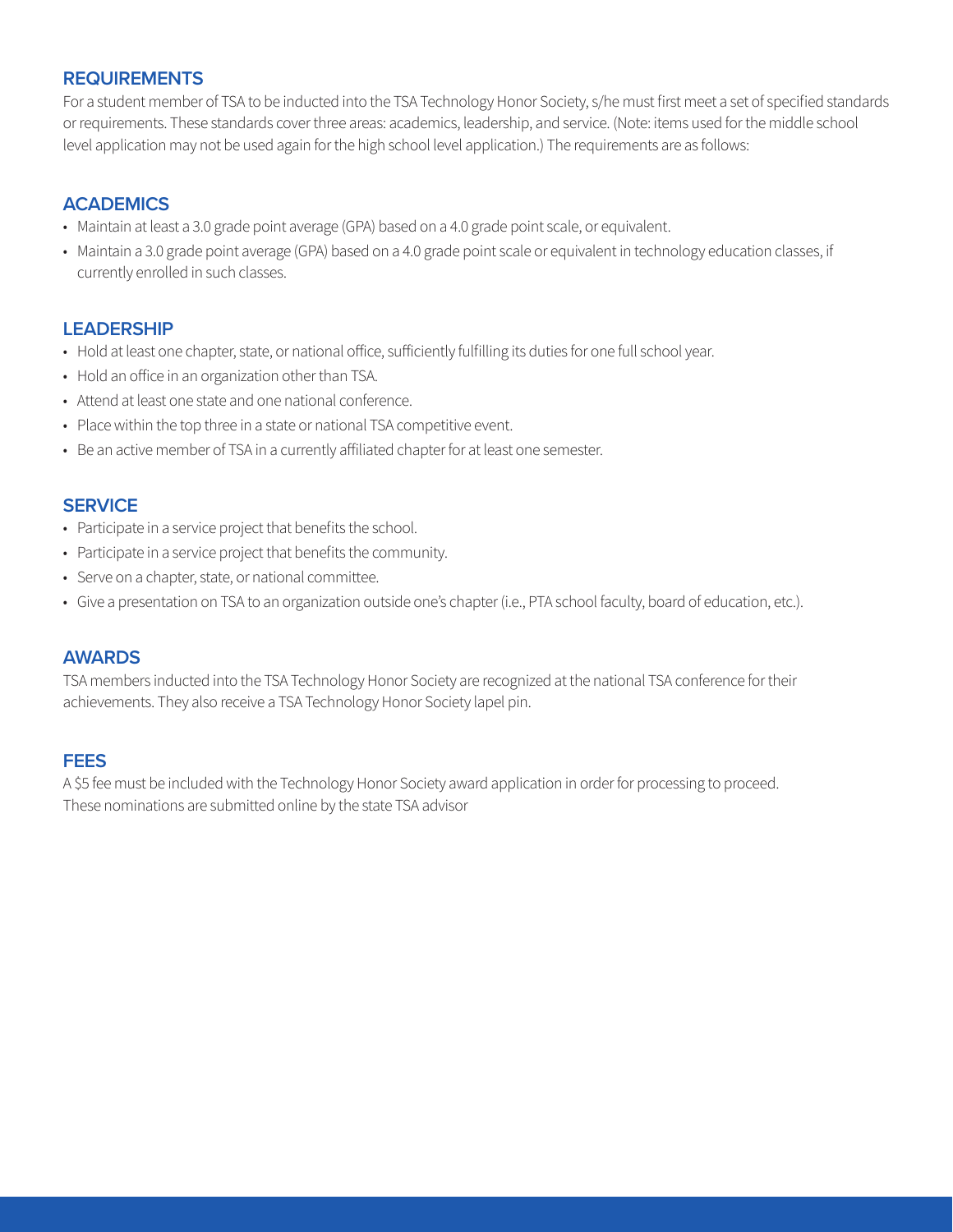## REQUIREMENTS

For a student member of TSA to be inducted into the TSA Technology Honor Society, s/he must first meet a set of specified standards or requirements. These standards cover three areas: academics, leadership, and service. (Note: items used for the middle school level application may not be used again for the high school level application.) The requirements are as follows:

## ACADEMICS

- Maintain at least a 3.0 grade point average (GPA) based on a 4.0 grade point scale, or equivalent.
- Maintain a 3.0 grade point average (GPA) based on a 4.0 grade point scale or equivalent in technology education classes, if currently enrolled in such classes.

## LEADERSHIP

- Hold at least one chapter, state, or national office, sufficiently fulfilling its duties for one full school year.
- Hold an office in an organization other than TSA.
- Attend at least one state and one national conference.
- Place within the top three in a state or national TSA competitive event.
- Be an active member of TSA in a currently affiliated chapter for at least one semester.

## SERVICE

- Participate in a service project that benefits the school.
- Participate in a service project that benefits the community.
- Serve on a chapter, state, or national committee.
- Give a presentation on TSA to an organization outside one's chapter (i.e., PTA school faculty, board of education, etc.).

## AWARDS

TSA members inducted into the TSA Technology Honor Society are recognized at the national TSA conference for their achievements. They also receive a TSA Technology Honor Society lapel pin.

## FEES

A $5 fee must be included with the Technology Honor Society award application in order for processing to proceed. These nominations are submitted online by the state TSA advisor